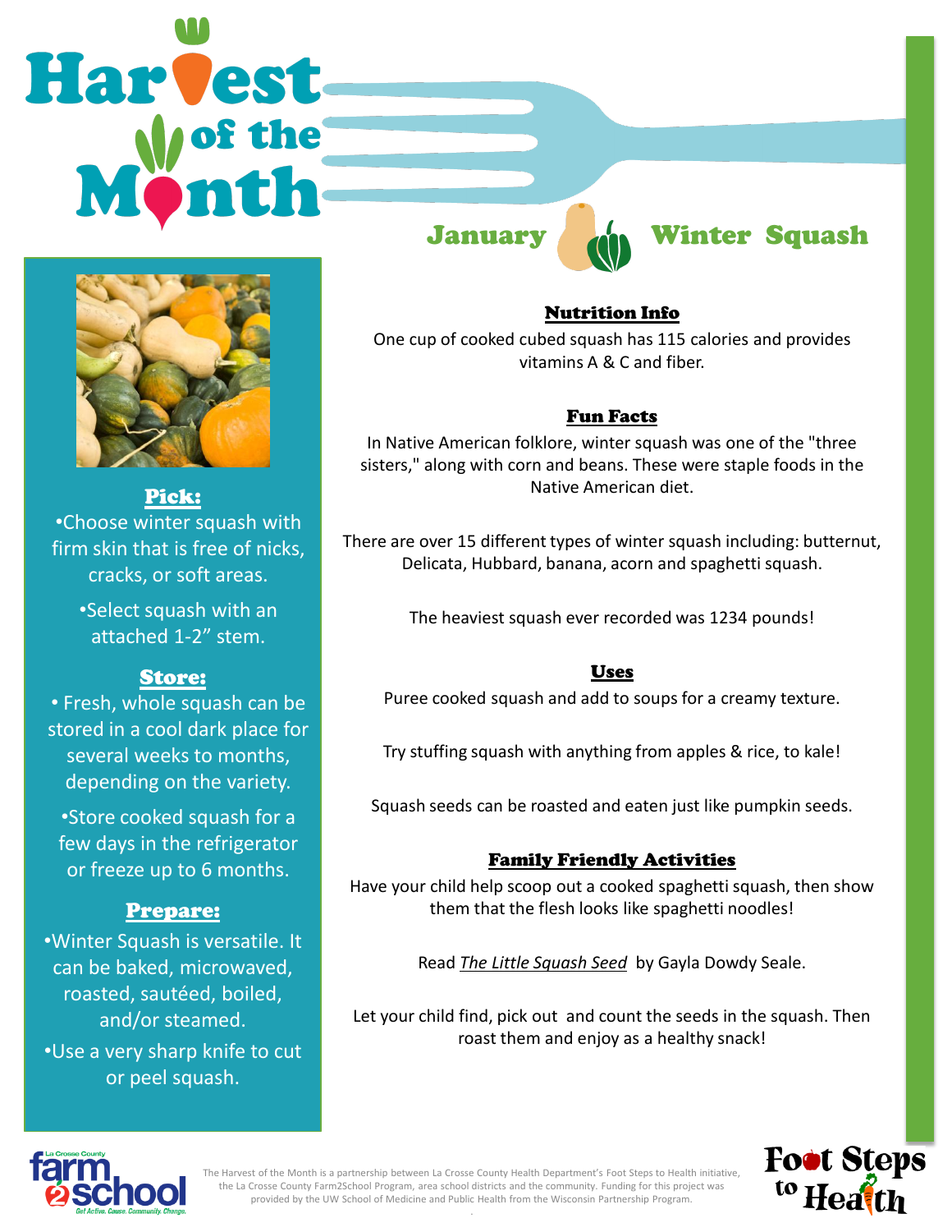# Harvest of the Month

## January — Winter Squash

### Pick:

- Choose winter squash with firm skin that is free of nicks, cracks, or soft areas.
- Select squash with an attached 1-2" stem.

### Store:

- Fresh, whole squash can be stored in a cool dark place for several weeks to months, depending on the variety.
- Store cooked squash for a few days in the refrigerator or freeze up to 6 months.

### Prepare:

- Winter Squash is versatile. It can be baked, microwaved, roasted, sautéed, boiled, and/or steamed.
- Use a very sharp knife to cut or peel squash.

### Nutrition Info

One cup of cooked cubed squash has 115 calories and provides vitamins A & C and fiber.

### Fun Facts

In Native American folklore, winter squash was one of the "three sisters," along with corn and beans. These were staple foods in the Native American diet.

There are over 15 different types of winter squash including: butternut, Delicata, Hubbard, banana, acorn and spaghetti squash.

The heaviest squash ever recorded was 1234 pounds!

### Uses

Puree cooked squash and add to soups for a creamy texture.

Try stuffing squash with anything from apples & rice, to kale!

Squash seeds can be roasted and eaten just like pumpkin seeds.

### Family Friendly Activities

Have your child help scoop out a cooked spaghetti squash, then show them that the flesh looks like spaghetti noodles!

Read *The Little Squash Seed* by Gayla Dowdy Seale.

Let your child find, pick out and count the seeds in the squash. Then roast them and enjoy as a healthy snack!

La Crosse County farm2school — Get Active. Cause. Community. Change.

The Harvest of the Month is a partnership between La Crosse County Health Department's Foot Steps to Health initiative, the La Crosse County Farm2School Program, area school districts and the community. Funding for this project was provided by the UW School of Medicine and Public Health from the Wisconsin Partnership Program.

Foot Steps to Health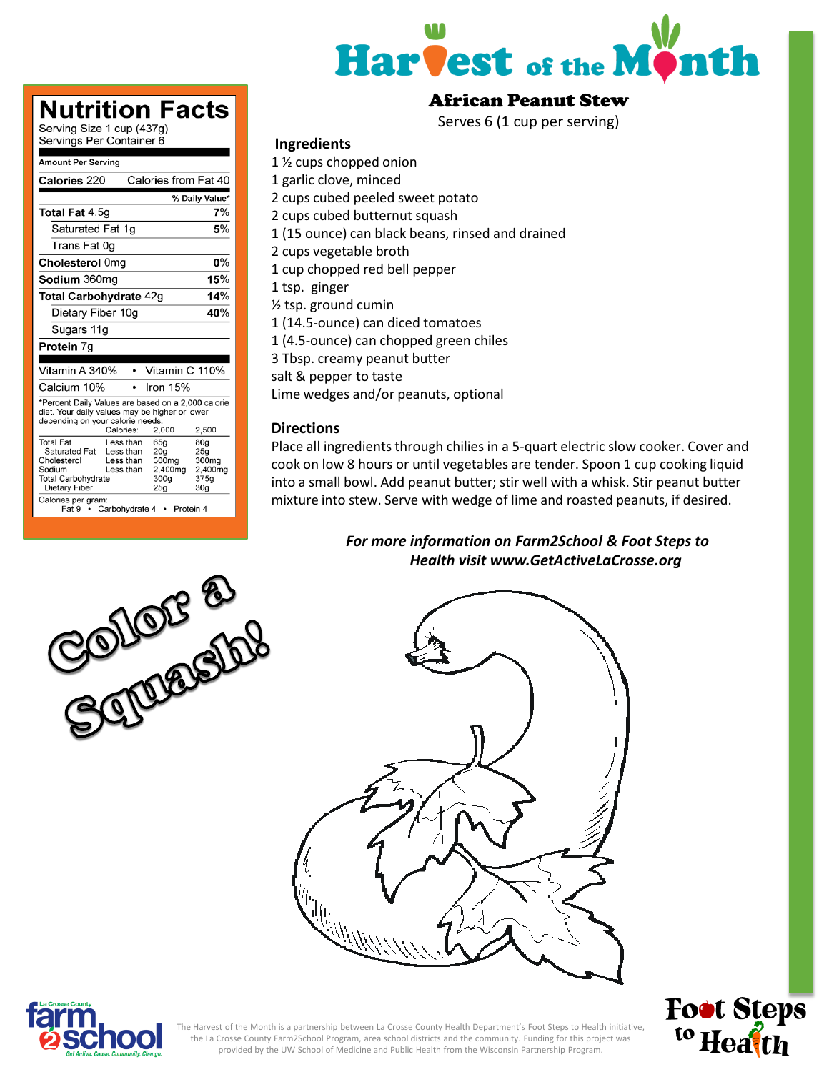# Harvest of the Month

## African Peanut Stew

Serves 6 (1 cup per serving)

### Ingredients

1 ½ cups chopped onion
1 garlic clove, minced
2 cups cubed peeled sweet potato
2 cups cubed butternut squash
1 (15 ounce) can black beans, rinsed and drained
2 cups vegetable broth
1 cup chopped red bell pepper
1 tsp. ginger
½ tsp. ground cumin
1 (14.5-ounce) can diced tomatoes
1 (4.5-ounce) can chopped green chiles
3 Tbsp. creamy peanut butter
salt & pepper to taste
Lime wedges and/or peanuts, optional

### Directions

Place all ingredients through chilies in a 5-quart electric slow cooker. Cover and cook on low 8 hours or until vegetables are tender. Spoon 1 cup cooking liquid into a small bowl. Add peanut butter; stir well with a whisk. Stir peanut butter mixture into stew. Serve with wedge of lime and roasted peanuts, if desired.

***For more information on Farm2School & Foot Steps to Health visit www.GetActiveLaCrosse.org***

## Nutrition Facts

Serving Size 1 cup (437g)
Servings Per Container 6

| Amount Per Serving | |
|---|---|
| **Calories** 220 | Calories from Fat 40 |
| | % Daily Value* |
| **Total Fat** 4.5g | **7%** |
| Saturated Fat 1g | **5%** |
| Trans Fat 0g | |
| **Cholesterol** 0mg | **0%** |
| **Sodium** 360mg | **15%** |
| **Total Carbohydrate** 42g | **14%** |
| Dietary Fiber 10g | **40%** |
| Sugars 11g | |
| **Protein** 7g | |

Vitamin A 340% • Vitamin C 110%
Calcium 10% • Iron 15%

*Percent Daily Values are based on a 2,000 calorie diet. Your daily values may be higher or lower depending on your calorie needs:

| | Calories: | 2,000 | 2,500 |
|---|---|---|---|
| Total Fat | Less than | 65g | 80g |
| Saturated Fat | Less than | 20g | 25g |
| Cholesterol | Less than | 300mg | 300mg |
| Sodium | Less than | 2,400mg | 2,400mg |
| Total Carbohydrate | | 300g | 375g |
| Dietary Fiber | | 25g | 30g |

Calories per gram:
Fat 9 • Carbohydrate 4 • Protein 4

**Color a Squash!**

The Harvest of the Month is a partnership between La Crosse County Health Department's Foot Steps to Health initiative, the La Crosse County Farm2School Program, area school districts and the community. Funding for this project was provided by the UW School of Medicine and Public Health from the Wisconsin Partnership Program.